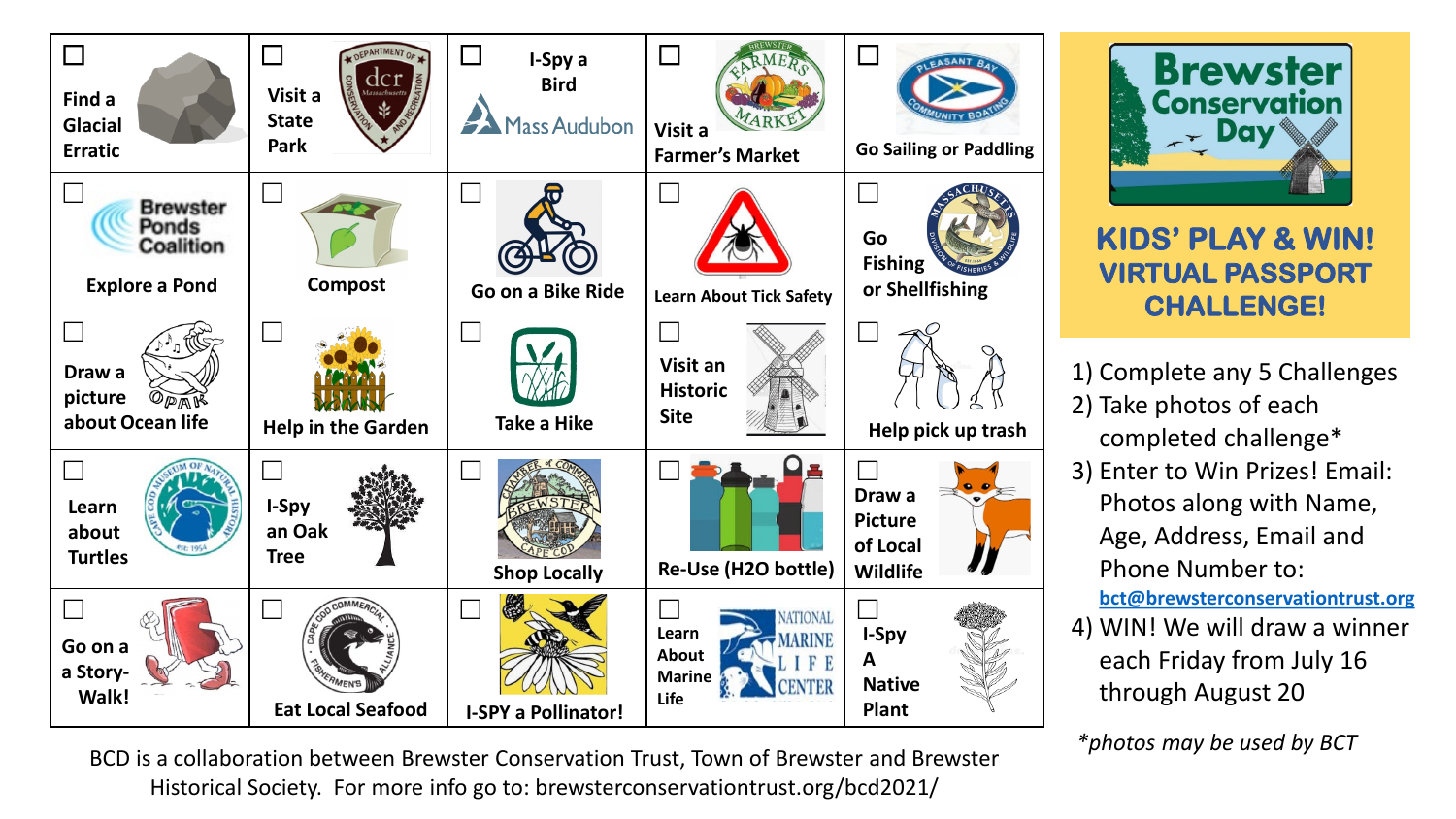# Brewster Conservation Day

## KIDS' PLAY & WIN! VIRTUAL PASSPORT CHALLENGE!

| | | | | |
|---|---|---|---|---|
| ☐ Find a Glacial Erratic | ☐ Visit a State Park | ☐ I-Spy a Bird | ☐ Visit a Farmer's Market | ☐ Go Sailing or Paddling |
| ☐ Explore a Pond | ☐ Compost | ☐ Go on a Bike Ride | ☐ Learn About Tick Safety | ☐ Go Fishing or Shellfishing |
| ☐ Draw a picture about Ocean life | ☐ Help in the Garden | ☐ Take a Hike | ☐ Visit an Historic Site | ☐ Help pick up trash |
| ☐ Learn about Turtles | ☐ I-Spy an Oak Tree | ☐ Shop Locally | ☐ Re-Use (H2O bottle) | ☐ Draw a Picture of Local Wildlife |
| ☐ Go on a Story-Walk! | ☐ Eat Local Seafood | ☐ I-SPY a Pollinator! | ☐ Learn About Marine Life | ☐ I-Spy A Native Plant |

1) Complete any 5 Challenges
2) Take photos of each completed challenge*
3) Enter to Win Prizes! Email: Photos along with Name, Age, Address, Email and Phone Number to: bct@brewsterconservationtrust.org
4) WIN! We will draw a winner each Friday from July 16 through August 20

*photos may be used by BCT

BCD is a collaboration between Brewster Conservation Trust, Town of Brewster and Brewster Historical Society. For more info go to: brewsterconservationtrust.org/bcd2021/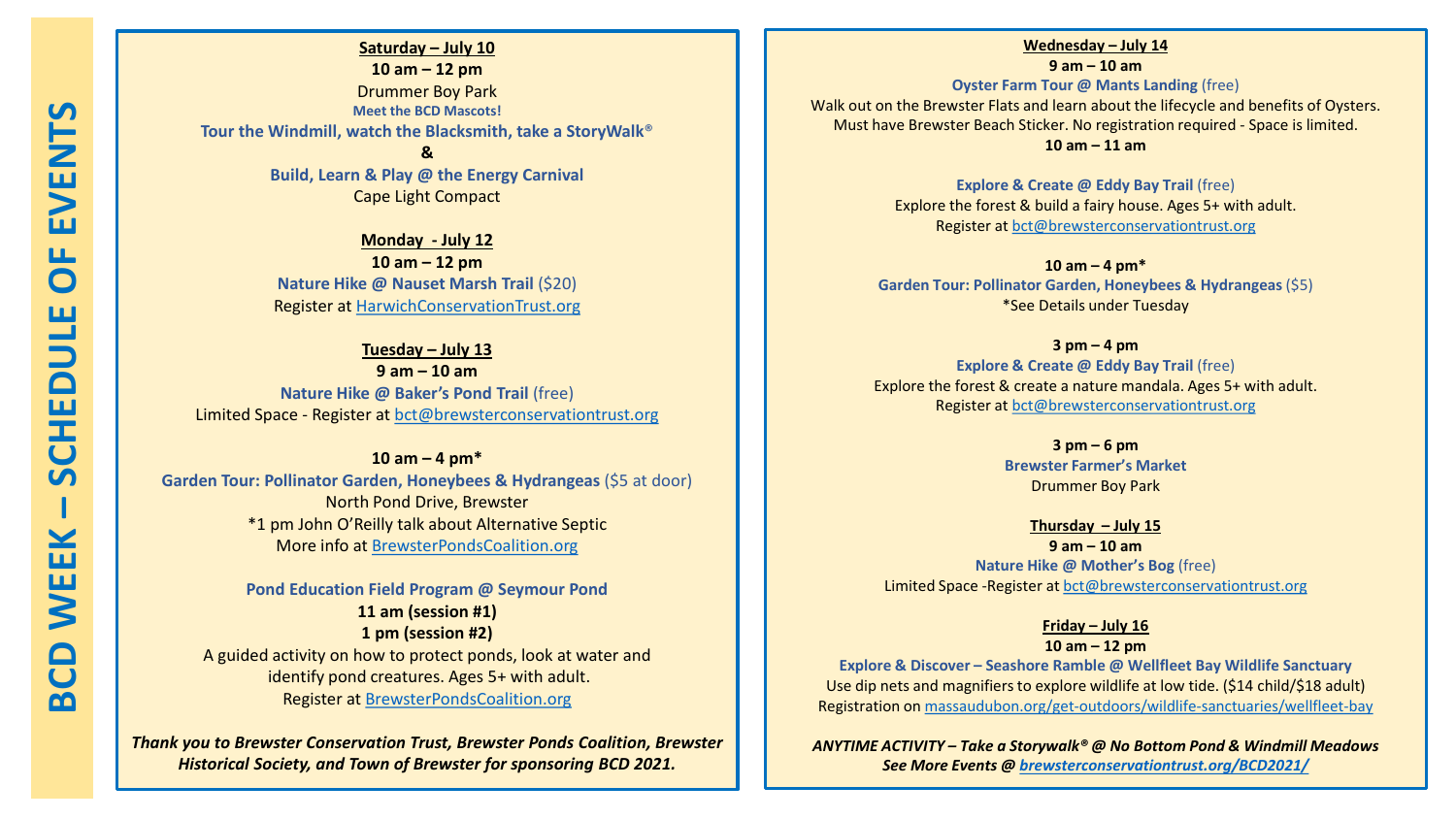# BCD WEEK – SCHEDULE OF EVENTS

**Saturday – July 10**

**10 am – 12 pm**

Drummer Boy Park

**Meet the BCD Mascots!**

**Tour the Windmill, watch the Blacksmith, take a StoryWalk®**

**&**

**Build, Learn & Play @ the Energy Carnival**

Cape Light Compact

**Monday - July 12**

**10 am – 12 pm**

**Nature Hike @ Nauset Marsh Trail** ($20)

Register at HarwichConservationTrust.org

**Tuesday – July 13**

**9 am – 10 am**

**Nature Hike @ Baker's Pond Trail** (free)

Limited Space - Register at bct@brewsterconservationtrust.org

**10 am – 4 pm***

**Garden Tour: Pollinator Garden, Honeybees & Hydrangeas** ($5 at door)

North Pond Drive, Brewster

*1 pm John O'Reilly talk about Alternative Septic

More info at BrewsterPondsCoalition.org

**Pond Education Field Program @ Seymour Pond**

**11 am (session #1)**

**1 pm (session #2)**

A guided activity on how to protect ponds, look at water and identify pond creatures. Ages 5+ with adult.

Register at BrewsterPondsCoalition.org

***Thank you to Brewster Conservation Trust, Brewster Ponds Coalition, Brewster Historical Society, and Town of Brewster for sponsoring BCD 2021.***

**Wednesday – July 14**

**9 am – 10 am**

**Oyster Farm Tour @ Mants Landing** (free)

Walk out on the Brewster Flats and learn about the lifecycle and benefits of Oysters.

Must have Brewster Beach Sticker. No registration required - Space is limited.

**10 am – 11 am**

**Explore & Create @ Eddy Bay Trail** (free)

Explore the forest & build a fairy house. Ages 5+ with adult.

Register at bct@brewsterconservationtrust.org

**10 am – 4 pm***

**Garden Tour: Pollinator Garden, Honeybees & Hydrangeas** ($5)

*See Details under Tuesday

**3 pm – 4 pm**

**Explore & Create @ Eddy Bay Trail** (free)

Explore the forest & create a nature mandala. Ages 5+ with adult.

Register at bct@brewsterconservationtrust.org

**3 pm – 6 pm**

**Brewster Farmer's Market**

Drummer Boy Park

**Thursday – July 15**

**9 am – 10 am**

**Nature Hike @ Mother's Bog** (free)

Limited Space -Register at bct@brewsterconservationtrust.org

**Friday – July 16**

**10 am – 12 pm**

**Explore & Discover – Seashore Ramble @ Wellfleet Bay Wildlife Sanctuary**

Use dip nets and magnifiers to explore wildlife at low tide. ($14 child/$18 adult)

Registration on massaudubon.org/get-outdoors/wildlife-sanctuaries/wellfleet-bay

***ANYTIME ACTIVITY – Take a Storywalk® @ No Bottom Pond & Windmill Meadows***

***See More Events @ brewsterconservationtrust.org/BCD2021/***